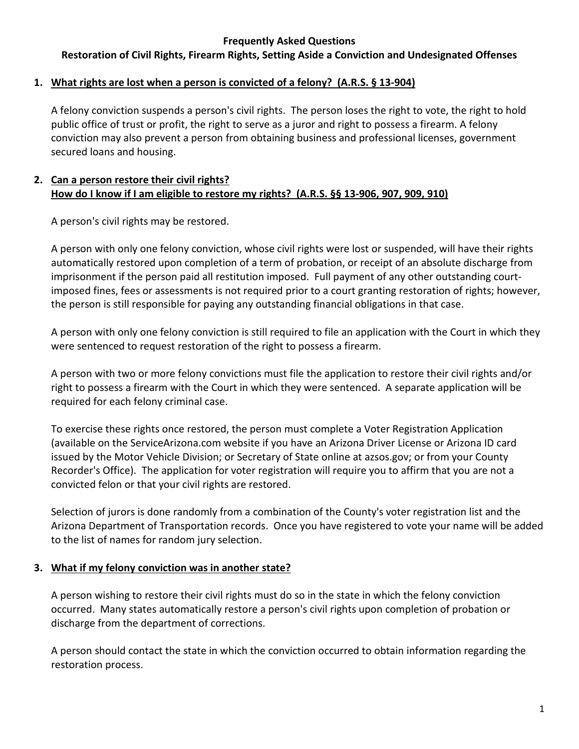**Frequently Asked Questions**

**Restoration of Civil Rights, Firearm Rights, Setting Aside a Conviction and Undesignated Offenses**

1. **What rights are lost when a person is convicted of a felony? (A.R.S. § 13-904)**

   A felony conviction suspends a person's civil rights. The person loses the right to vote, the right to hold public office of trust or profit, the right to serve as a juror and right to possess a firearm. A felony conviction may also prevent a person from obtaining business and professional licenses, government secured loans and housing.

2. **Can a person restore their civil rights?**
   **How do I know if I am eligible to restore my rights? (A.R.S. §§ 13-906, 907, 909, 910)**

   A person's civil rights may be restored.

   A person with only one felony conviction, whose civil rights were lost or suspended, will have their rights automatically restored upon completion of a term of probation, or receipt of an absolute discharge from imprisonment if the person paid all restitution imposed. Full payment of any other outstanding court-imposed fines, fees or assessments is not required prior to a court granting restoration of rights; however, the person is still responsible for paying any outstanding financial obligations in that case.

   A person with only one felony conviction is still required to file an application with the Court in which they were sentenced to request restoration of the right to possess a firearm.

   A person with two or more felony convictions must file the application to restore their civil rights and/or right to possess a firearm with the Court in which they were sentenced. A separate application will be required for each felony criminal case.

   To exercise these rights once restored, the person must complete a Voter Registration Application (available on the ServiceArizona.com website if you have an Arizona Driver License or Arizona ID card issued by the Motor Vehicle Division; or Secretary of State online at azsos.gov; or from your County Recorder's Office). The application for voter registration will require you to affirm that you are not a convicted felon or that your civil rights are restored.

   Selection of jurors is done randomly from a combination of the County's voter registration list and the Arizona Department of Transportation records. Once you have registered to vote your name will be added to the list of names for random jury selection.

3. **What if my felony conviction was in another state?**

   A person wishing to restore their civil rights must do so in the state in which the felony conviction occurred. Many states automatically restore a person's civil rights upon completion of probation or discharge from the department of corrections.

   A person should contact the state in which the conviction occurred to obtain information regarding the restoration process.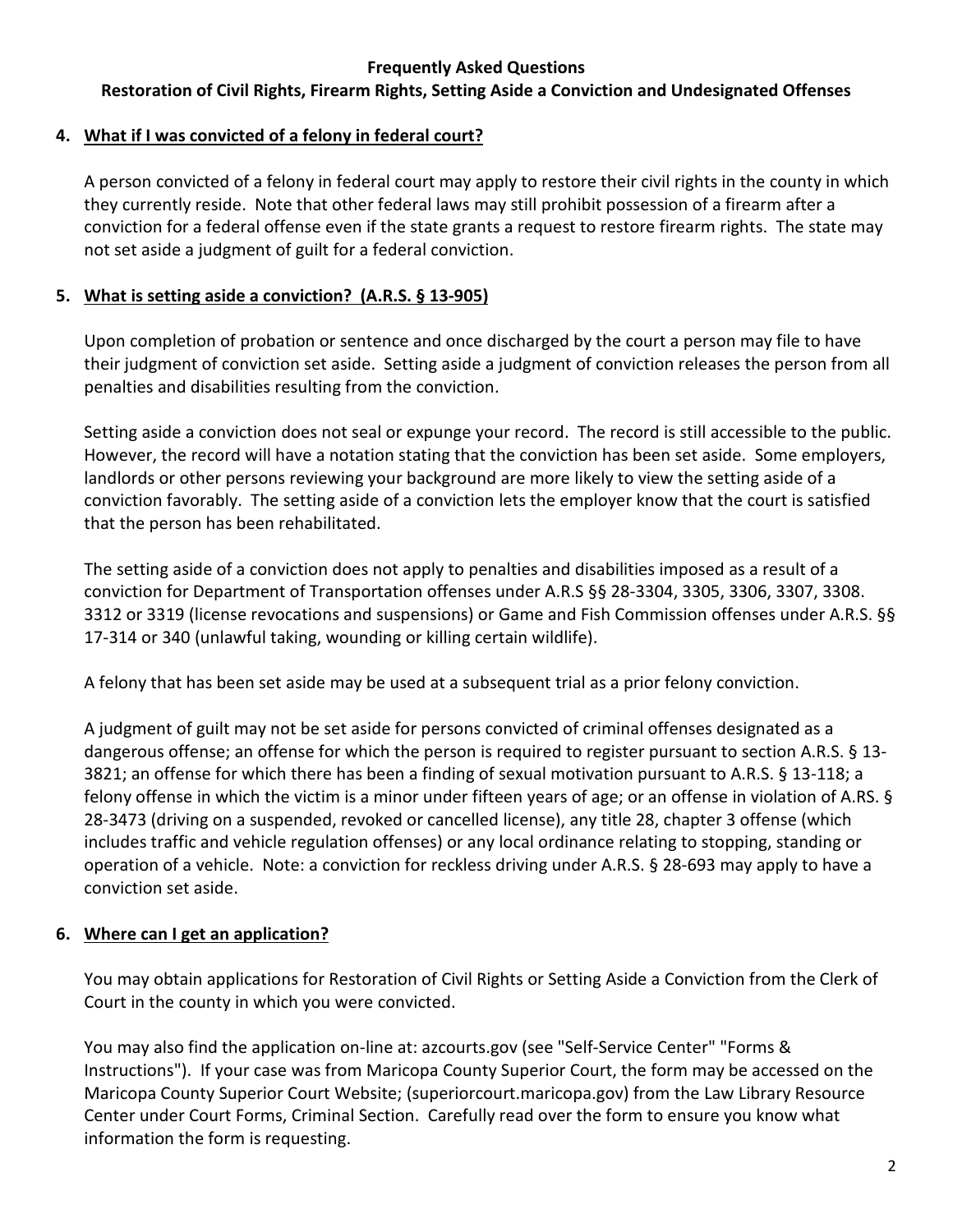**Frequently Asked Questions**
**Restoration of Civil Rights, Firearm Rights, Setting Aside a Conviction and Undesignated Offenses**

4. **What if I was convicted of a felony in federal court?**

   A person convicted of a felony in federal court may apply to restore their civil rights in the county in which they currently reside. Note that other federal laws may still prohibit possession of a firearm after a conviction for a federal offense even if the state grants a request to restore firearm rights. The state may not set aside a judgment of guilt for a federal conviction.

5. **What is setting aside a conviction? (A.R.S. § 13-905)**

   Upon completion of probation or sentence and once discharged by the court a person may file to have their judgment of conviction set aside. Setting aside a judgment of conviction releases the person from all penalties and disabilities resulting from the conviction.

   Setting aside a conviction does not seal or expunge your record. The record is still accessible to the public. However, the record will have a notation stating that the conviction has been set aside. Some employers, landlords or other persons reviewing your background are more likely to view the setting aside of a conviction favorably. The setting aside of a conviction lets the employer know that the court is satisfied that the person has been rehabilitated.

   The setting aside of a conviction does not apply to penalties and disabilities imposed as a result of a conviction for Department of Transportation offenses under A.R.S §§ 28-3304, 3305, 3306, 3307, 3308. 3312 or 3319 (license revocations and suspensions) or Game and Fish Commission offenses under A.R.S. §§ 17-314 or 340 (unlawful taking, wounding or killing certain wildlife).

   A felony that has been set aside may be used at a subsequent trial as a prior felony conviction.

   A judgment of guilt may not be set aside for persons convicted of criminal offenses designated as a dangerous offense; an offense for which the person is required to register pursuant to section A.R.S. § 13-3821; an offense for which there has been a finding of sexual motivation pursuant to A.R.S. § 13-118; a felony offense in which the victim is a minor under fifteen years of age; or an offense in violation of A.RS. § 28-3473 (driving on a suspended, revoked or cancelled license), any title 28, chapter 3 offense (which includes traffic and vehicle regulation offenses) or any local ordinance relating to stopping, standing or operation of a vehicle. Note: a conviction for reckless driving under A.R.S. § 28-693 may apply to have a conviction set aside.

6. **Where can I get an application?**

   You may obtain applications for Restoration of Civil Rights or Setting Aside a Conviction from the Clerk of Court in the county in which you were convicted.

   You may also find the application on-line at: azcourts.gov (see "Self-Service Center" "Forms & Instructions"). If your case was from Maricopa County Superior Court, the form may be accessed on the Maricopa County Superior Court Website; (superiorcourt.maricopa.gov) from the Law Library Resource Center under Court Forms, Criminal Section. Carefully read over the form to ensure you know what information the form is requesting.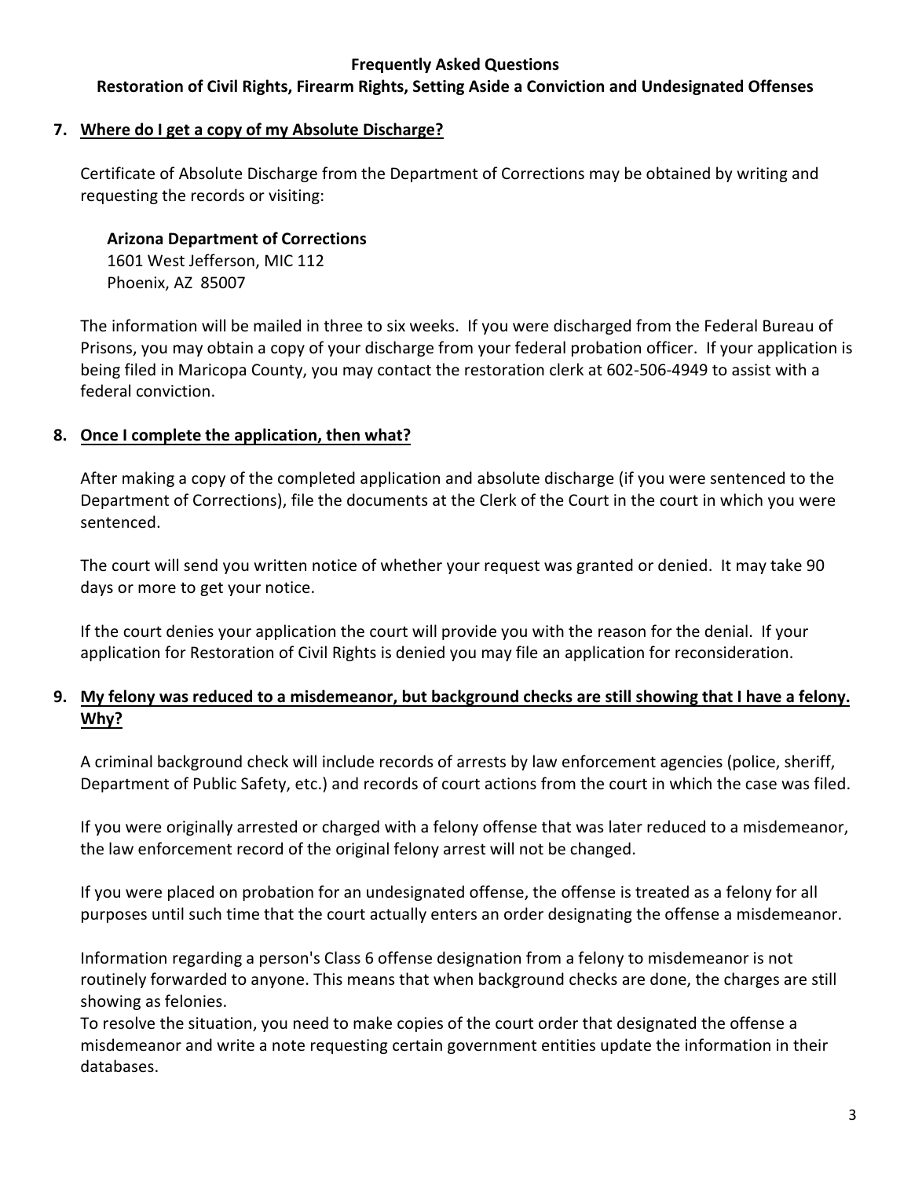**Frequently Asked Questions**
**Restoration of Civil Rights, Firearm Rights, Setting Aside a Conviction and Undesignated Offenses**

7. **Where do I get a copy of my Absolute Discharge?**

   Certificate of Absolute Discharge from the Department of Corrections may be obtained by writing and requesting the records or visiting:

   **Arizona Department of Corrections**
   1601 West Jefferson, MIC 112
   Phoenix, AZ 85007

   The information will be mailed in three to six weeks. If you were discharged from the Federal Bureau of Prisons, you may obtain a copy of your discharge from your federal probation officer. If your application is being filed in Maricopa County, you may contact the restoration clerk at 602-506-4949 to assist with a federal conviction.

8. **Once I complete the application, then what?**

   After making a copy of the completed application and absolute discharge (if you were sentenced to the Department of Corrections), file the documents at the Clerk of the Court in the court in which you were sentenced.

   The court will send you written notice of whether your request was granted or denied. It may take 90 days or more to get your notice.

   If the court denies your application the court will provide you with the reason for the denial. If your application for Restoration of Civil Rights is denied you may file an application for reconsideration.

9. **My felony was reduced to a misdemeanor, but background checks are still showing that I have a felony. Why?**

   A criminal background check will include records of arrests by law enforcement agencies (police, sheriff, Department of Public Safety, etc.) and records of court actions from the court in which the case was filed.

   If you were originally arrested or charged with a felony offense that was later reduced to a misdemeanor, the law enforcement record of the original felony arrest will not be changed.

   If you were placed on probation for an undesignated offense, the offense is treated as a felony for all purposes until such time that the court actually enters an order designating the offense a misdemeanor.

   Information regarding a person's Class 6 offense designation from a felony to misdemeanor is not routinely forwarded to anyone. This means that when background checks are done, the charges are still showing as felonies.
   To resolve the situation, you need to make copies of the court order that designated the offense a misdemeanor and write a note requesting certain government entities update the information in their databases.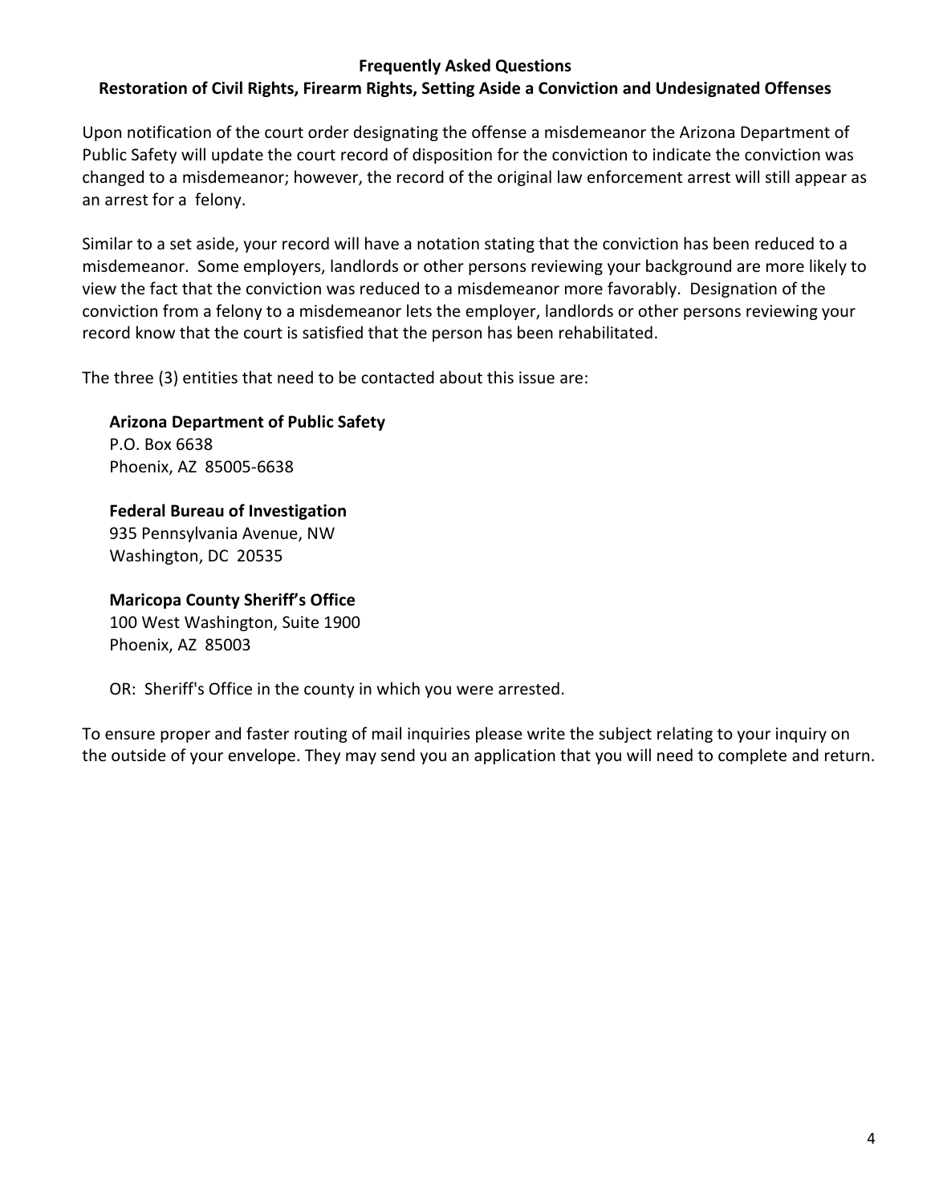Upon notification of the court order designating the offense a misdemeanor the Arizona Department of Public Safety will update the court record of disposition for the conviction to indicate the conviction was changed to a misdemeanor; however, the record of the original law enforcement arrest will still appear as an arrest for a felony.

Similar to a set aside, your record will have a notation stating that the conviction has been reduced to a misdemeanor. Some employers, landlords or other persons reviewing your background are more likely to view the fact that the conviction was reduced to a misdemeanor more favorably. Designation of the conviction from a felony to a misdemeanor lets the employer, landlords or other persons reviewing your record know that the court is satisfied that the person has been rehabilitated.

The three (3) entities that need to be contacted about this issue are:

**Arizona Department of Public Safety**
P.O. Box 6638
Phoenix, AZ 85005-6638

**Federal Bureau of Investigation**
935 Pennsylvania Avenue, NW
Washington, DC 20535

**Maricopa County Sheriff's Office**
100 West Washington, Suite 1900
Phoenix, AZ 85003

OR: Sheriff's Office in the county in which you were arrested.

To ensure proper and faster routing of mail inquiries please write the subject relating to your inquiry on the outside of your envelope. They may send you an application that you will need to complete and return.